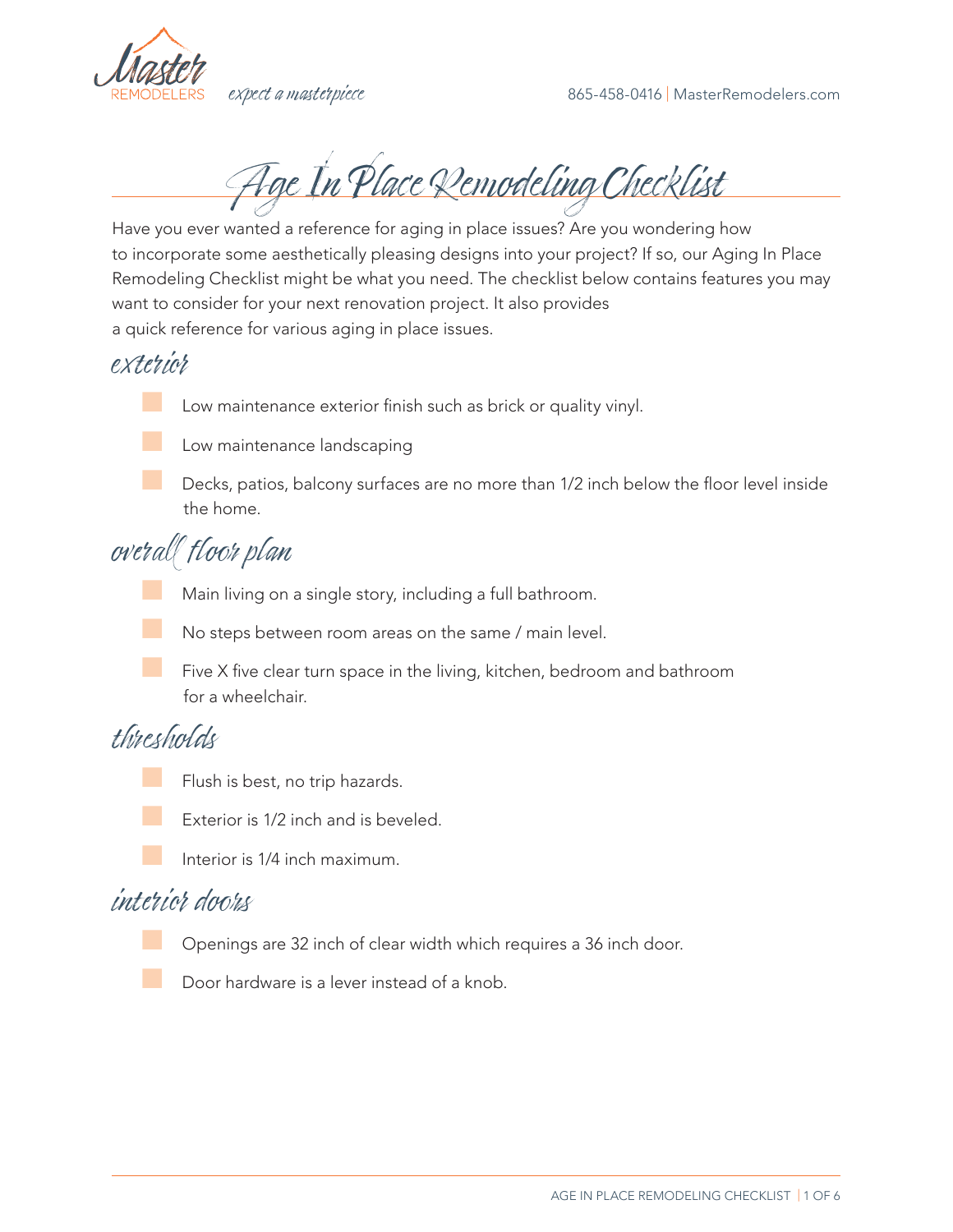Master REMODELERS *expect a masterpiece* 865-458-0416 | MasterRemodelers.com

# Age In Place Remodeling Checklist

Have you ever wanted a reference for aging in place issues? Are you wondering how to incorporate some aesthetically pleasing designs into your project? If so, our Aging In Place Remodeling Checklist might be what you need. The checklist below contains features you may want to consider for your next renovation project. It also provides a quick reference for various aging in place issues.

## exterior

- [ ] Low maintenance exterior finish such as brick or quality vinyl.
- [ ] Low maintenance landscaping
- [ ] Decks, patios, balcony surfaces are no more than 1/2 inch below the floor level inside the home.

## overall floor plan

- [ ] Main living on a single story, including a full bathroom.
- [ ] No steps between room areas on the same / main level.
- [ ] Five X five clear turn space in the living, kitchen, bedroom and bathroom for a wheelchair.

## thresholds

- [ ] Flush is best, no trip hazards.
- [ ] Exterior is 1/2 inch and is beveled.
- [ ] Interior is 1/4 inch maximum.

## interior doors

- [ ] Openings are 32 inch of clear width which requires a 36 inch door.
- [ ] Door hardware is a lever instead of a knob.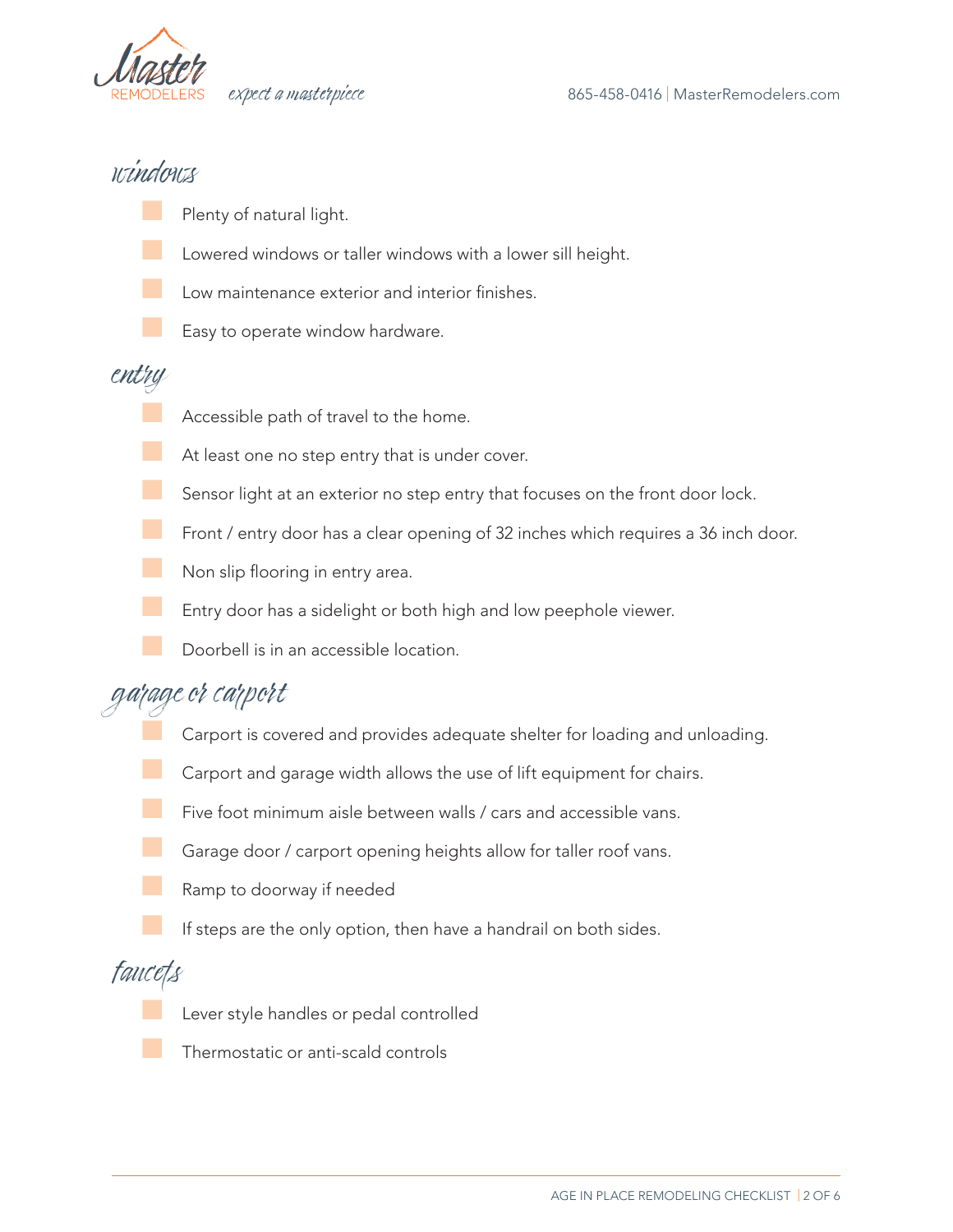## windows

- [ ] Plenty of natural light.
- [ ] Lowered windows or taller windows with a lower sill height.
- [ ] Low maintenance exterior and interior finishes.
- [ ] Easy to operate window hardware.

## entry

- [ ] Accessible path of travel to the home.
- [ ] At least one no step entry that is under cover.
- [ ] Sensor light at an exterior no step entry that focuses on the front door lock.
- [ ] Front / entry door has a clear opening of 32 inches which requires a 36 inch door.
- [ ] Non slip flooring in entry area.
- [ ] Entry door has a sidelight or both high and low peephole viewer.
- [ ] Doorbell is in an accessible location.

## garage or carport

- [ ] Carport is covered and provides adequate shelter for loading and unloading.
- [ ] Carport and garage width allows the use of lift equipment for chairs.
- [ ] Five foot minimum aisle between walls / cars and accessible vans.
- [ ] Garage door / carport opening heights allow for taller roof vans.
- [ ] Ramp to doorway if needed
- [ ] If steps are the only option, then have a handrail on both sides.

## faucets

- [ ] Lever style handles or pedal controlled
- [ ] Thermostatic or anti-scald controls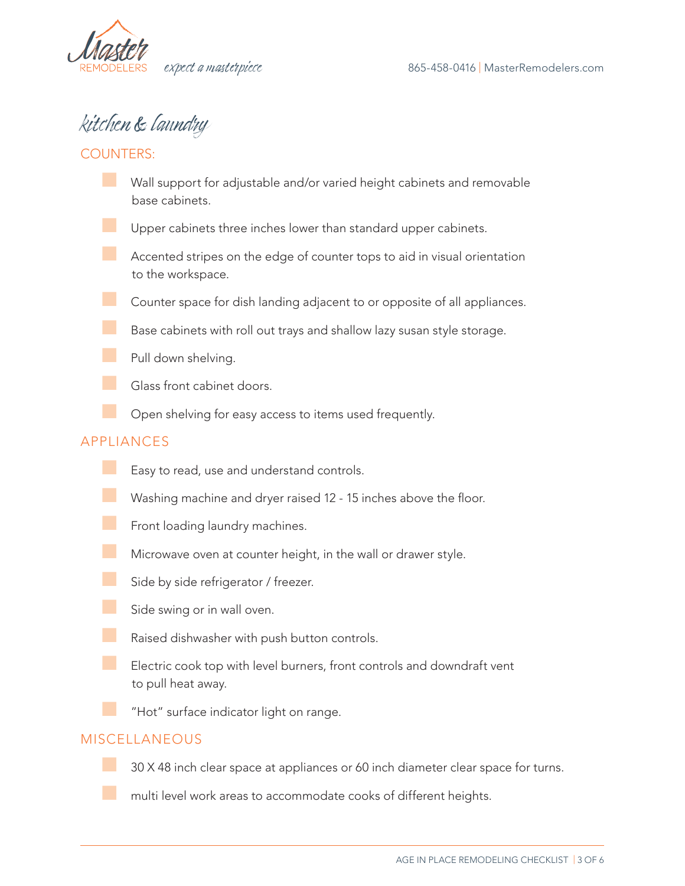# kitchen & laundry

## COUNTERS:

- Wall support for adjustable and/or varied height cabinets and removable base cabinets.
- Upper cabinets three inches lower than standard upper cabinets.
- Accented stripes on the edge of counter tops to aid in visual orientation to the workspace.
- Counter space for dish landing adjacent to or opposite of all appliances.
- Base cabinets with roll out trays and shallow lazy susan style storage.
- Pull down shelving.
- Glass front cabinet doors.
- Open shelving for easy access to items used frequently.

## APPLIANCES

- Easy to read, use and understand controls.
- Washing machine and dryer raised 12 - 15 inches above the floor.
- Front loading laundry machines.
- Microwave oven at counter height, in the wall or drawer style.
- Side by side refrigerator / freezer.
- Side swing or in wall oven.
- Raised dishwasher with push button controls.
- Electric cook top with level burners, front controls and downdraft vent to pull heat away.
- "Hot" surface indicator light on range.

## MISCELLANEOUS

- 30 X 48 inch clear space at appliances or 60 inch diameter clear space for turns.
- multi level work areas to accommodate cooks of different heights.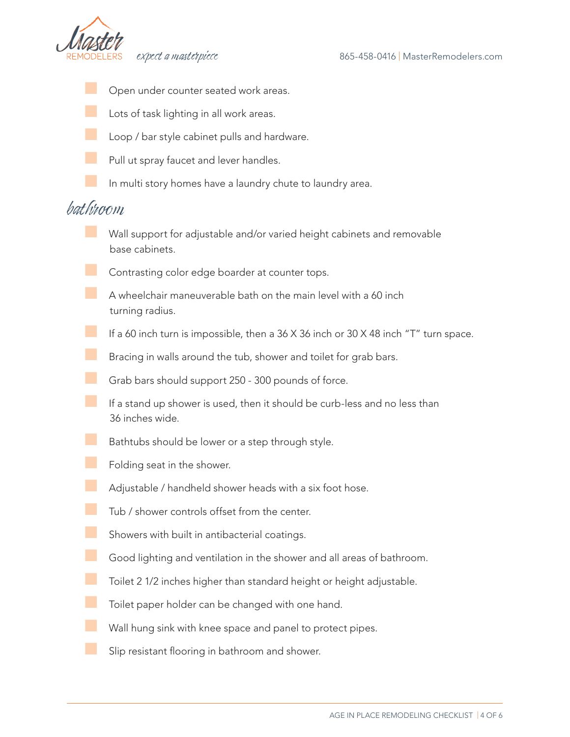- Open under counter seated work areas.
- Lots of task lighting in all work areas.
- Loop / bar style cabinet pulls and hardware.
- Pull ut spray faucet and lever handles.
- In multi story homes have a laundry chute to laundry area.

## bathroom

- Wall support for adjustable and/or varied height cabinets and removable base cabinets.
- Contrasting color edge boarder at counter tops.
- A wheelchair maneuverable bath on the main level with a 60 inch turning radius.
- If a 60 inch turn is impossible, then a 36 X 36 inch or 30 X 48 inch "T" turn space.
- Bracing in walls around the tub, shower and toilet for grab bars.
- Grab bars should support 250 - 300 pounds of force.
- If a stand up shower is used, then it should be curb-less and no less than 36 inches wide.
- Bathtubs should be lower or a step through style.
- Folding seat in the shower.
- Adjustable / handheld shower heads with a six foot hose.
- Tub / shower controls offset from the center.
- Showers with built in antibacterial coatings.
- Good lighting and ventilation in the shower and all areas of bathroom.
- Toilet 2 1/2 inches higher than standard height or height adjustable.
- Toilet paper holder can be changed with one hand.
- Wall hung sink with knee space and panel to protect pipes.
- Slip resistant flooring in bathroom and shower.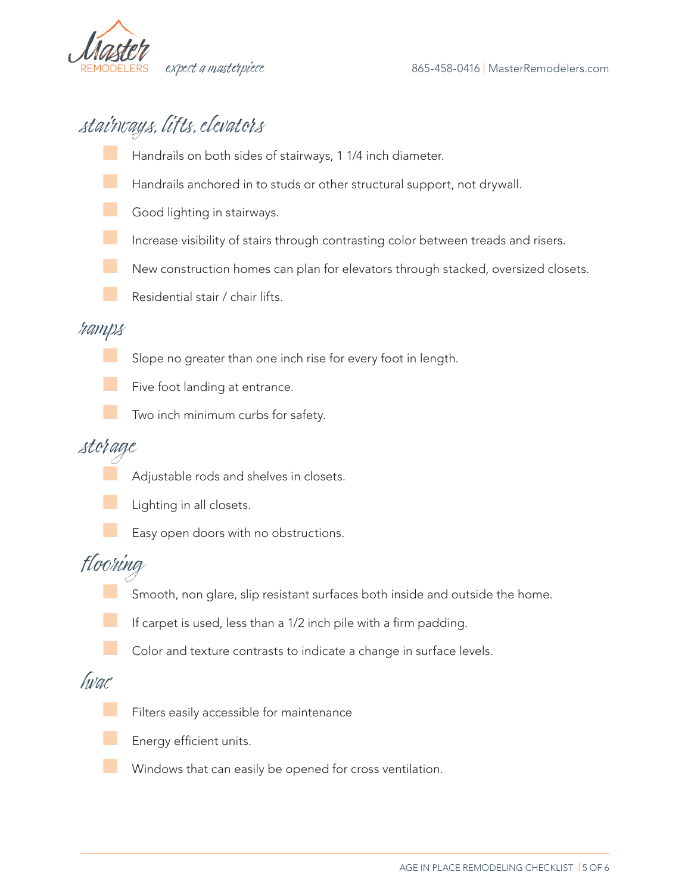## stairways, lifts, elevators

- [ ] Handrails on both sides of stairways, 1 1/4 inch diameter.
- [ ] Handrails anchored in to studs or other structural support, not drywall.
- [ ] Good lighting in stairways.
- [ ] Increase visibility of stairs through contrasting color between treads and risers.
- [ ] New construction homes can plan for elevators through stacked, oversized closets.
- [ ] Residential stair / chair lifts.

## ramps

- [ ] Slope no greater than one inch rise for every foot in length.
- [ ] Five foot landing at entrance.
- [ ] Two inch minimum curbs for safety.

## storage

- [ ] Adjustable rods and shelves in closets.
- [ ] Lighting in all closets.
- [ ] Easy open doors with no obstructions.

## flooring

- [ ] Smooth, non glare, slip resistant surfaces both inside and outside the home.
- [ ] If carpet is used, less than a 1/2 inch pile with a firm padding.
- [ ] Color and texture contrasts to indicate a change in surface levels.

## hvac

- [ ] Filters easily accessible for maintenance
- [ ] Energy efficient units.
- [ ] Windows that can easily be opened for cross ventilation.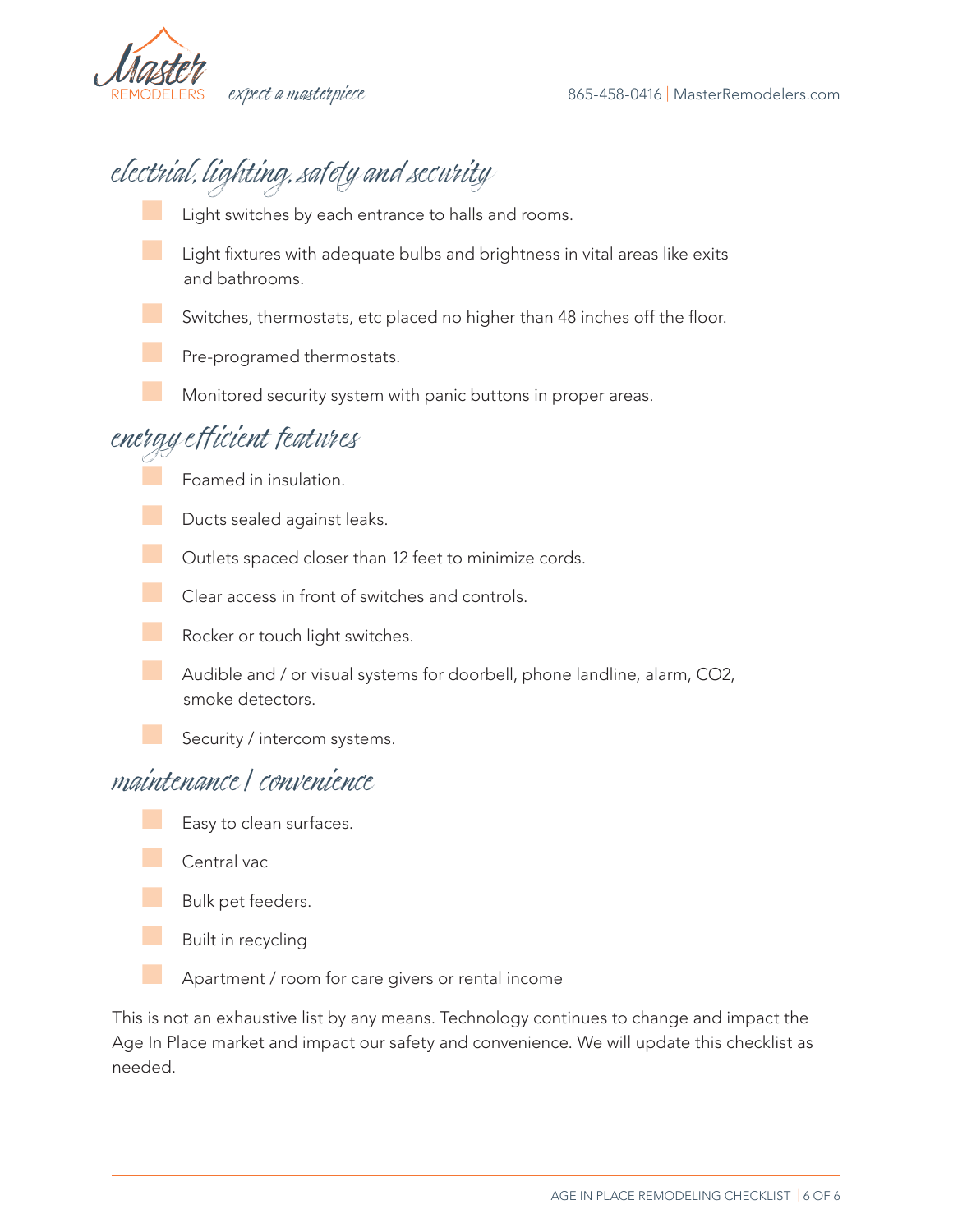## electrial, lighting, safety and security

- Light switches by each entrance to halls and rooms.
- Light fixtures with adequate bulbs and brightness in vital areas like exits and bathrooms.
- Switches, thermostats, etc placed no higher than 48 inches off the floor.
- Pre-programed thermostats.
- Monitored security system with panic buttons in proper areas.

## energy efficient features

- Foamed in insulation.
- Ducts sealed against leaks.
- Outlets spaced closer than 12 feet to minimize cords.
- Clear access in front of switches and controls.
- Rocker or touch light switches.
- Audible and / or visual systems for doorbell, phone landline, alarm, $CO_2$, smoke detectors.
- Security / intercom systems.

## maintenance / convenience

- Easy to clean surfaces.
- Central vac
- Bulk pet feeders.
- Built in recycling
- Apartment / room for care givers or rental income

This is not an exhaustive list by any means. Technology continues to change and impact the Age In Place market and impact our safety and convenience. We will update this checklist as needed.